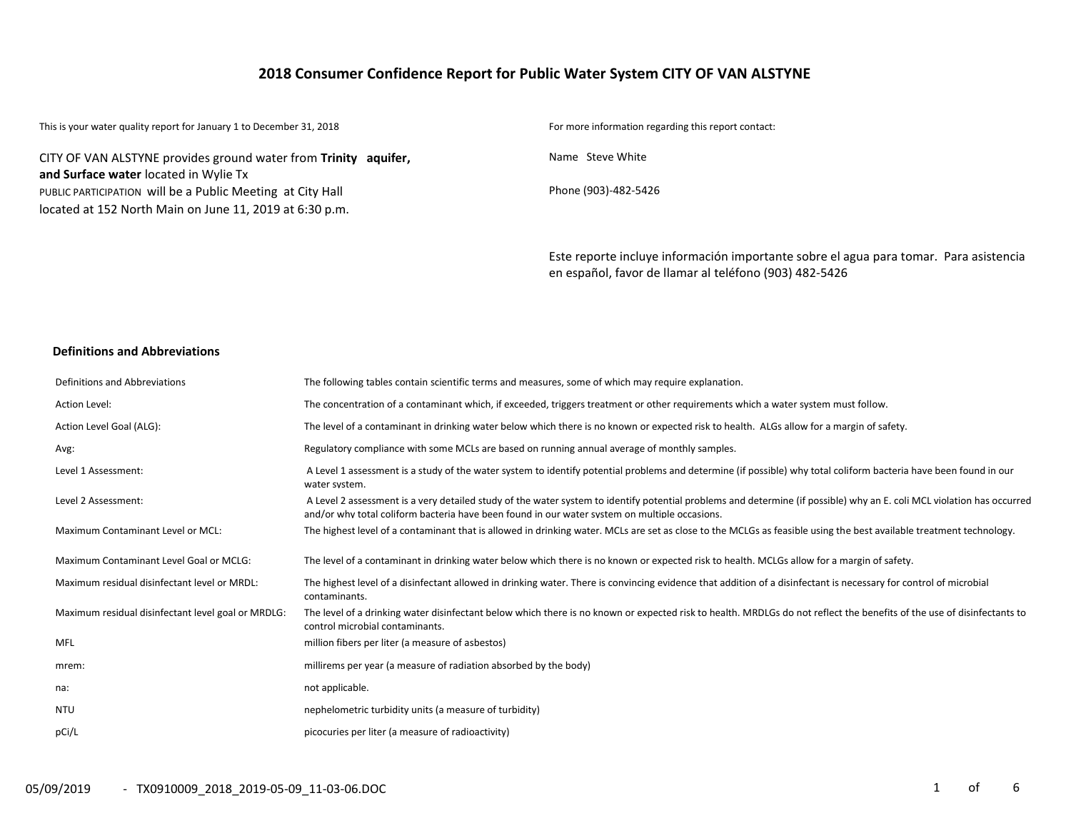# 2018 Consumer Confidence Report for Public Water System CITY OF VAN ALSTYNE

This is your water quality report for January 1 to December 31, 2018

CITY OF VAN ALSTYNE provides ground water from **Trinity aquifer, and Surface water** located in Wylie Tx

PUBLIC PARTICIPATION will be a Public Meeting at City Hall located at 152 North Main on June 11, 2019 at 6:30 p.m.

For more information regarding this report contact:

Name Steve White

Phone (903)-482-5426

Este reporte incluye información importante sobre el agua para tomar. Para asistencia en español, favor de llamar al teléfono (903) 482-5426

## Definitions and Abbreviations

| Definitions and Abbreviations | The following tables contain scientific terms and measures, some of which may require explanation. |
|---|---|
| Action Level: | The concentration of a contaminant which, if exceeded, triggers treatment or other requirements which a water system must follow. |
| Action Level Goal (ALG): | The level of a contaminant in drinking water below which there is no known or expected risk to health. ALGs allow for a margin of safety. |
| Avg: | Regulatory compliance with some MCLs are based on running annual average of monthly samples. |
| Level 1 Assessment: | A Level 1 assessment is a study of the water system to identify potential problems and determine (if possible) why total coliform bacteria have been found in our water system. |
| Level 2 Assessment: | A Level 2 assessment is a very detailed study of the water system to identify potential problems and determine (if possible) why an E. coli MCL violation has occurred and/or why total coliform bacteria have been found in our water system on multiple occasions. |
| Maximum Contaminant Level or MCL: | The highest level of a contaminant that is allowed in drinking water. MCLs are set as close to the MCLGs as feasible using the best available treatment technology. |
| Maximum Contaminant Level Goal or MCLG: | The level of a contaminant in drinking water below which there is no known or expected risk to health. MCLGs allow for a margin of safety. |
| Maximum residual disinfectant level or MRDL: | The highest level of a disinfectant allowed in drinking water. There is convincing evidence that addition of a disinfectant is necessary for control of microbial contaminants. |
| Maximum residual disinfectant level goal or MRDLG: | The level of a drinking water disinfectant below which there is no known or expected risk to health. MRDLGs do not reflect the benefits of the use of disinfectants to control microbial contaminants. |
| MFL | million fibers per liter (a measure of asbestos) |
| mrem: | millirems per year (a measure of radiation absorbed by the body) |
| na: | not applicable. |
| NTU | nephelometric turbidity units (a measure of turbidity) |
| pCi/L | picocuries per liter (a measure of radioactivity) |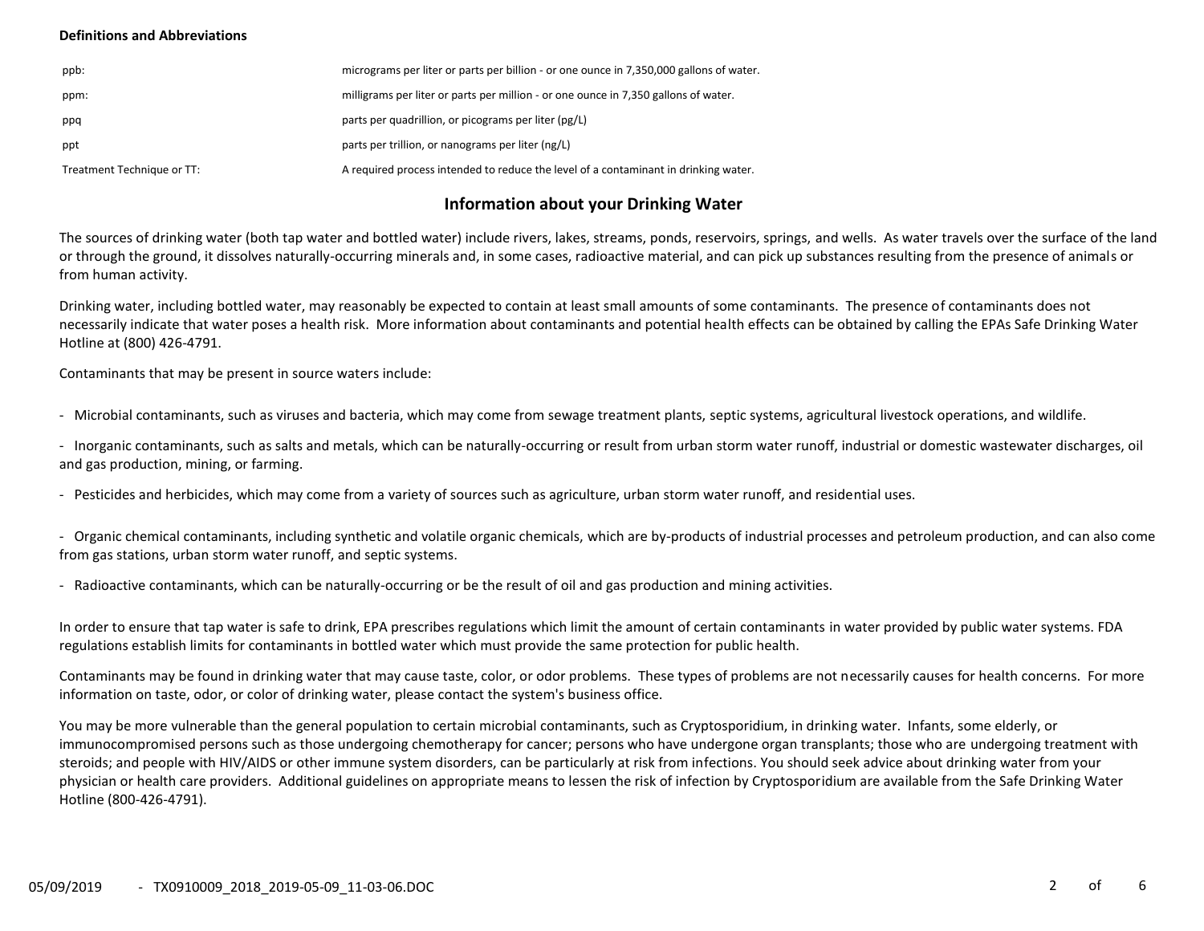**Definitions and Abbreviations**

| | |
|---|---|
| ppb: | micrograms per liter or parts per billion - or one ounce in 7,350,000 gallons of water. |
| ppm: | milligrams per liter or parts per million - or one ounce in 7,350 gallons of water. |
| ppq | parts per quadrillion, or picograms per liter (pg/L) |
| ppt | parts per trillion, or nanograms per liter (ng/L) |
| Treatment Technique or TT: | A required process intended to reduce the level of a contaminant in drinking water. |

## Information about your Drinking Water

The sources of drinking water (both tap water and bottled water) include rivers, lakes, streams, ponds, reservoirs, springs, and wells. As water travels over the surface of the land or through the ground, it dissolves naturally-occurring minerals and, in some cases, radioactive material, and can pick up substances resulting from the presence of animals or from human activity.

Drinking water, including bottled water, may reasonably be expected to contain at least small amounts of some contaminants. The presence of contaminants does not necessarily indicate that water poses a health risk. More information about contaminants and potential health effects can be obtained by calling the EPAs Safe Drinking Water Hotline at (800) 426-4791.

Contaminants that may be present in source waters include:

- Microbial contaminants, such as viruses and bacteria, which may come from sewage treatment plants, septic systems, agricultural livestock operations, and wildlife.

- Inorganic contaminants, such as salts and metals, which can be naturally-occurring or result from urban storm water runoff, industrial or domestic wastewater discharges, oil and gas production, mining, or farming.

- Pesticides and herbicides, which may come from a variety of sources such as agriculture, urban storm water runoff, and residential uses.

- Organic chemical contaminants, including synthetic and volatile organic chemicals, which are by-products of industrial processes and petroleum production, and can also come from gas stations, urban storm water runoff, and septic systems.

- Radioactive contaminants, which can be naturally-occurring or be the result of oil and gas production and mining activities.

In order to ensure that tap water is safe to drink, EPA prescribes regulations which limit the amount of certain contaminants in water provided by public water systems. FDA regulations establish limits for contaminants in bottled water which must provide the same protection for public health.

Contaminants may be found in drinking water that may cause taste, color, or odor problems. These types of problems are not necessarily causes for health concerns. For more information on taste, odor, or color of drinking water, please contact the system's business office.

You may be more vulnerable than the general population to certain microbial contaminants, such as Cryptosporidium, in drinking water. Infants, some elderly, or immunocompromised persons such as those undergoing chemotherapy for cancer; persons who have undergone organ transplants; those who are undergoing treatment with steroids; and people with HIV/AIDS or other immune system disorders, can be particularly at risk from infections. You should seek advice about drinking water from your physician or health care providers. Additional guidelines on appropriate means to lessen the risk of infection by Cryptosporidium are available from the Safe Drinking Water Hotline (800-426-4791).

05/09/2019 - TX0910009_2018_2019-05-09_11-03-06.DOC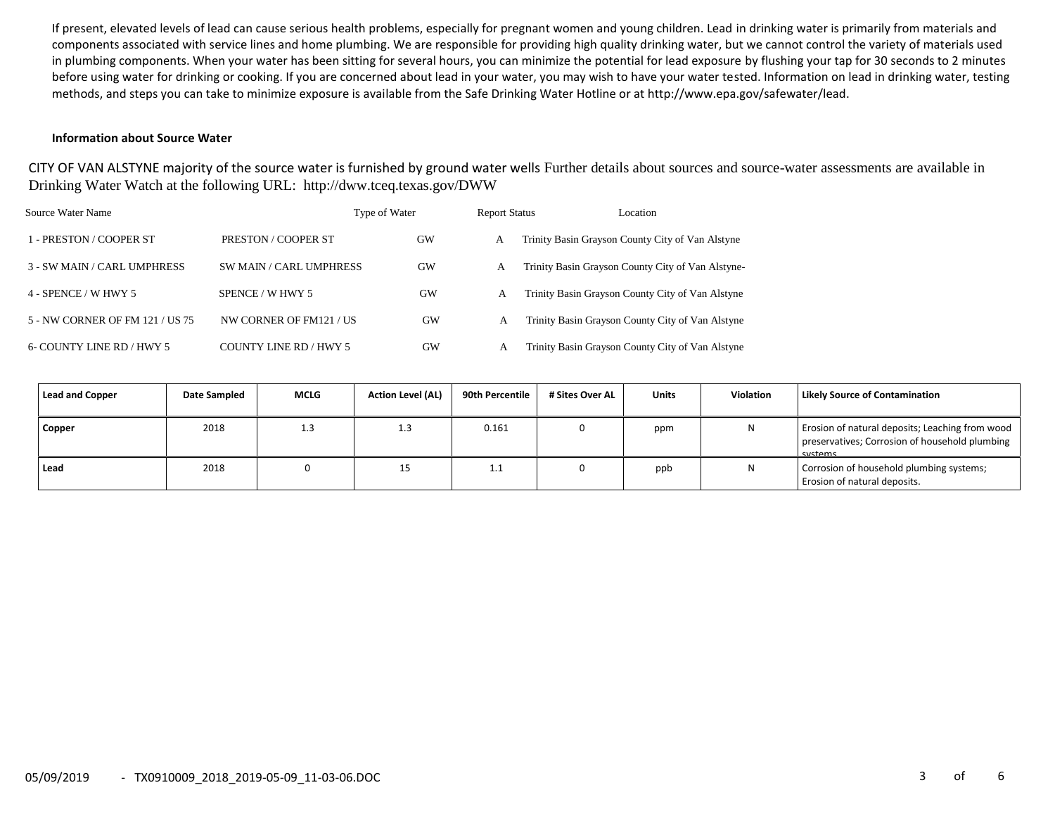If present, elevated levels of lead can cause serious health problems, especially for pregnant women and young children. Lead in drinking water is primarily from materials and components associated with service lines and home plumbing. We are responsible for providing high quality drinking water, but we cannot control the variety of materials used in plumbing components. When your water has been sitting for several hours, you can minimize the potential for lead exposure by flushing your tap for 30 seconds to 2 minutes before using water for drinking or cooking. If you are concerned about lead in your water, you may wish to have your water tested. Information on lead in drinking water, testing methods, and steps you can take to minimize exposure is available from the Safe Drinking Water Hotline or at http://www.epa.gov/safewater/lead.

**Information about Source Water**

CITY OF VAN ALSTYNE majority of the source water is furnished by ground water wells Further details about sources and source-water assessments are available in Drinking Water Watch at the following URL: http://dww.tceq.texas.gov/DWW

| Source Water Name | | Type of Water | Report Status | Location |
|---|---|---|---|---|
| 1 - PRESTON / COOPER ST | PRESTON / COOPER ST | GW | A | Trinity Basin Grayson County City of Van Alstyne |
| 3 - SW MAIN / CARL UMPHRESS | SW MAIN / CARL UMPHRESS | GW | A | Trinity Basin Grayson County City of Van Alstyne- |
| 4 - SPENCE / W HWY 5 | SPENCE / W HWY 5 | GW | A | Trinity Basin Grayson County City of Van Alstyne |
| 5 - NW CORNER OF FM 121 / US 75 | NW CORNER OF FM121 / US | GW | A | Trinity Basin Grayson County City of Van Alstyne |
| 6- COUNTY LINE RD / HWY 5 | COUNTY LINE RD / HWY 5 | GW | A | Trinity Basin Grayson County City of Van Alstyne |

| Lead and Copper | Date Sampled | MCLG | Action Level (AL) | 90th Percentile | # Sites Over AL | Units | Violation | Likely Source of Contamination |
|---|---|---|---|---|---|---|---|---|
| **Copper** | 2018 | 1.3 | 1.3 | 0.161 | 0 | ppm | N | Erosion of natural deposits; Leaching from wood preservatives; Corrosion of household plumbing systems. |
| **Lead** | 2018 | 0 | 15 | 1.1 | 0 | ppb | N | Corrosion of household plumbing systems; Erosion of natural deposits. |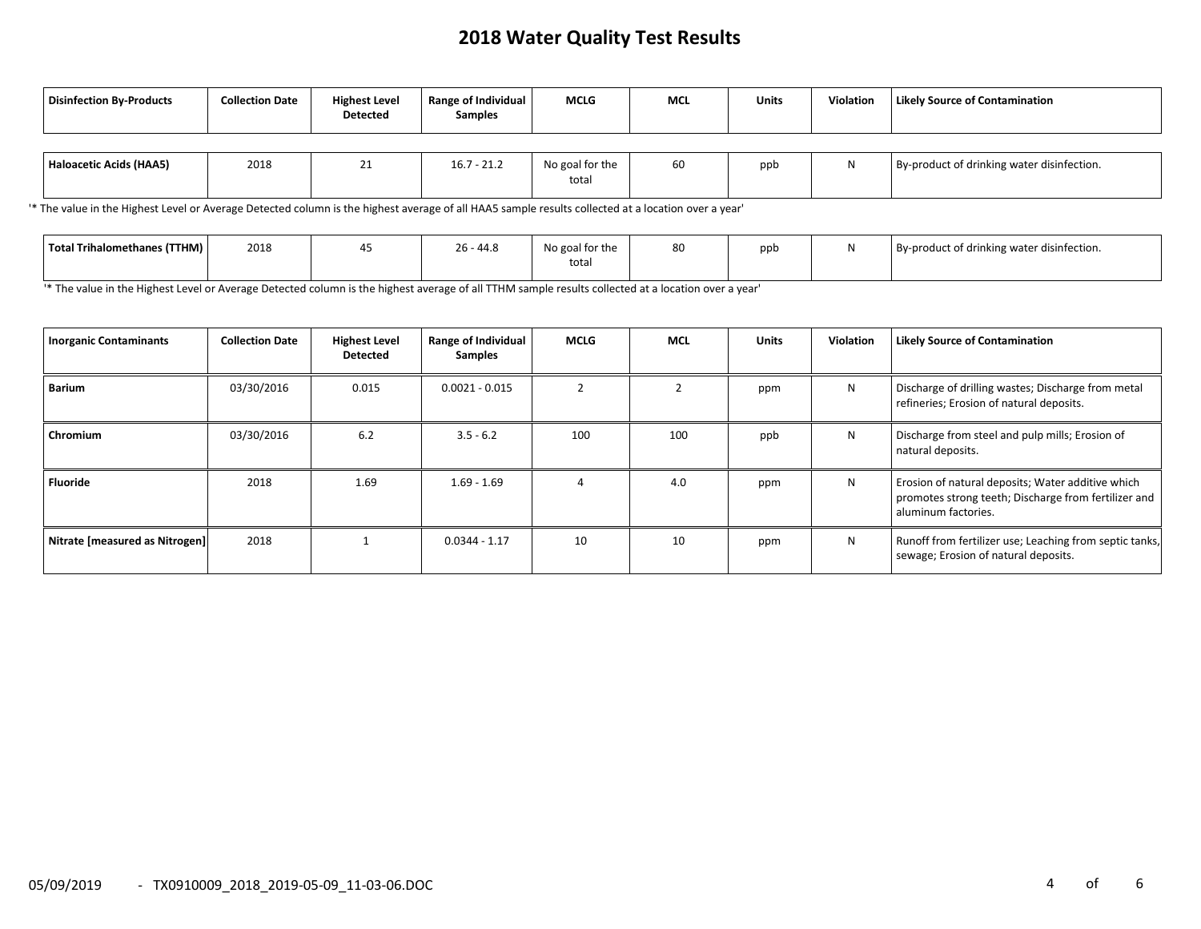# 2018 Water Quality Test Results

| Disinfection By-Products | Collection Date | Highest Level Detected | Range of Individual Samples | MCLG | MCL | Units | Violation | Likely Source of Contamination |
|---|---|---|---|---|---|---|---|---|
| Haloacetic Acids (HAA5) | 2018 | 21 | 16.7 - 21.2 | No goal for the total | 60 | ppb | N | By-product of drinking water disinfection. |

'* The value in the Highest Level or Average Detected column is the highest average of all HAA5 sample results collected at a location over a year'

| Disinfection By-Products | Collection Date | Highest Level Detected | Range of Individual Samples | MCLG | MCL | Units | Violation | Likely Source of Contamination |
|---|---|---|---|---|---|---|---|---|
| Total Trihalomethanes (TTHM) | 2018 | 45 | 26 - 44.8 | No goal for the total | 80 | ppb | N | By-product of drinking water disinfection. |

'* The value in the Highest Level or Average Detected column is the highest average of all TTHM sample results collected at a location over a year'

| Inorganic Contaminants | Collection Date | Highest Level Detected | Range of Individual Samples | MCLG | MCL | Units | Violation | Likely Source of Contamination |
|---|---|---|---|---|---|---|---|---|
| Barium | 03/30/2016 | 0.015 | 0.0021 - 0.015 | 2 | 2 | ppm | N | Discharge of drilling wastes; Discharge from metal refineries; Erosion of natural deposits. |
| Chromium | 03/30/2016 | 6.2 | 3.5 - 6.2 | 100 | 100 | ppb | N | Discharge from steel and pulp mills; Erosion of natural deposits. |
| Fluoride | 2018 | 1.69 | 1.69 - 1.69 | 4 | 4.0 | ppm | N | Erosion of natural deposits; Water additive which promotes strong teeth; Discharge from fertilizer and aluminum factories. |
| Nitrate [measured as Nitrogen] | 2018 | 1 | 0.0344 - 1.17 | 10 | 10 | ppm | N | Runoff from fertilizer use; Leaching from septic tanks, sewage; Erosion of natural deposits. |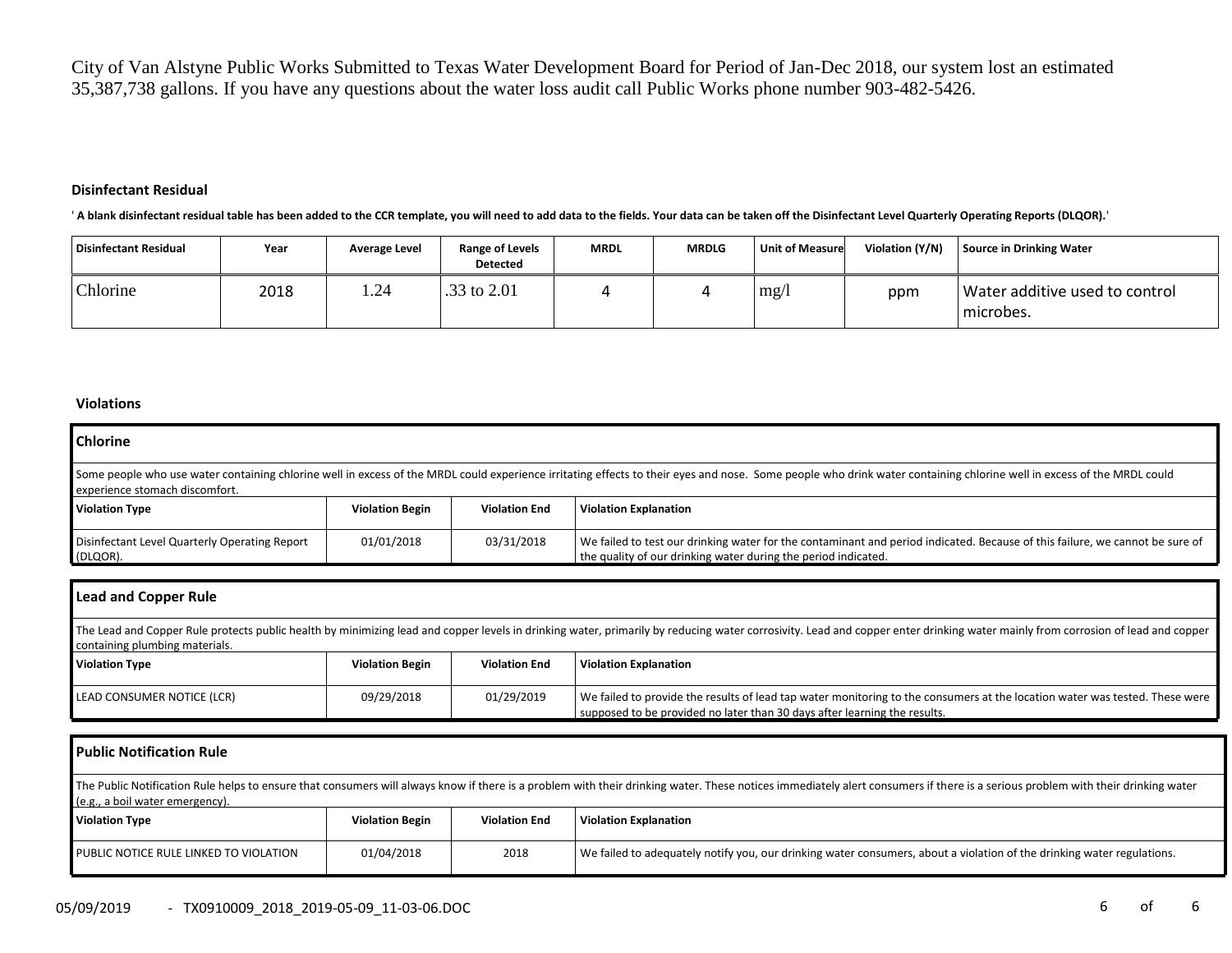City of Van Alstyne Public Works Submitted to Texas Water Development Board for Period of Jan-Dec 2018, our system lost an estimated 35,387,738 gallons. If you have any questions about the water loss audit call Public Works phone number 903-482-5426.

### Disinfectant Residual

**' A blank disinfectant residual table has been added to the CCR template, you will need to add data to the fields. Your data can be taken off the Disinfectant Level Quarterly Operating Reports (DLQOR).'**

| Disinfectant Residual | Year | Average Level | Range of Levels Detected | MRDL | MRDLG | Unit of Measure | Violation (Y/N) | Source in Drinking Water |
|---|---|---|---|---|---|---|---|---|
| Chlorine | 2018 | 1.24 | .33 to 2.01 | 4 | 4 | mg/l | ppm | Water additive used to control microbes. |

### Violations

**Chlorine**

Some people who use water containing chlorine well in excess of the MRDL could experience irritating effects to their eyes and nose. Some people who drink water containing chlorine well in excess of the MRDL could experience stomach discomfort.

| Violation Type | Violation Begin | Violation End | Violation Explanation |
|---|---|---|---|
| Disinfectant Level Quarterly Operating Report (DLQOR). | 01/01/2018 | 03/31/2018 | We failed to test our drinking water for the contaminant and period indicated. Because of this failure, we cannot be sure of the quality of our drinking water during the period indicated. |

**Lead and Copper Rule**

The Lead and Copper Rule protects public health by minimizing lead and copper levels in drinking water, primarily by reducing water corrosivity. Lead and copper enter drinking water mainly from corrosion of lead and copper containing plumbing materials.

| Violation Type | Violation Begin | Violation End | Violation Explanation |
|---|---|---|---|
| LEAD CONSUMER NOTICE (LCR) | 09/29/2018 | 01/29/2019 | We failed to provide the results of lead tap water monitoring to the consumers at the location water was tested. These were supposed to be provided no later than 30 days after learning the results. |

**Public Notification Rule**

The Public Notification Rule helps to ensure that consumers will always know if there is a problem with their drinking water. These notices immediately alert consumers if there is a serious problem with their drinking water (e.g., a boil water emergency).

| Violation Type | Violation Begin | Violation End | Violation Explanation |
|---|---|---|---|
| PUBLIC NOTICE RULE LINKED TO VIOLATION | 01/04/2018 | 2018 | We failed to adequately notify you, our drinking water consumers, about a violation of the drinking water regulations. |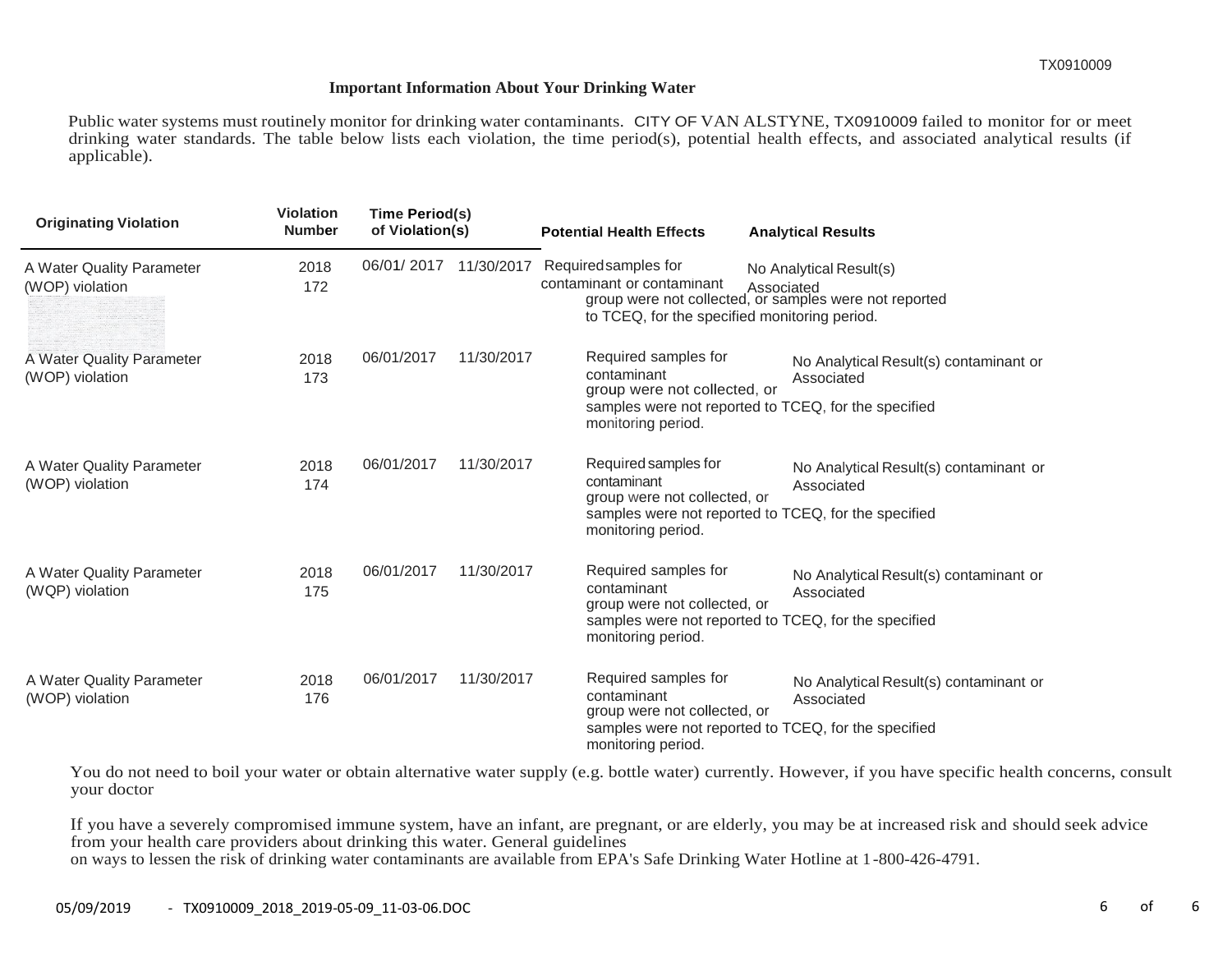**Important Information About Your Drinking Water**

Public water systems must routinely monitor for drinking water contaminants. CITY OF VAN ALSTYNE, TX0910009 failed to monitor for or meet drinking water standards. The table below lists each violation, the time period(s), potential health effects, and associated analytical results (if applicable).

| Originating Violation | Violation Number | Time Period(s) of Violation(s) | | Potential Health Effects | Analytical Results |
|---|---|---|---|---|---|
| A Water Quality Parameter (WOP) violation | 2018 172 | 06/01/ 2017 | 11/30/2017 | Required samples for contaminant or contaminant group were not collected, or samples were not reported to TCEQ, for the specified monitoring period. | No Analytical Result(s) Associated |
| A Water Quality Parameter (WOP) violation | 2018 173 | 06/01/2017 | 11/30/2017 | Required samples for contaminant or contaminant group were not collected, or samples were not reported to TCEQ, for the specified monitoring period. | No Analytical Result(s) Associated |
| A Water Quality Parameter (WOP) violation | 2018 174 | 06/01/2017 | 11/30/2017 | Required samples for contaminant or contaminant group were not collected, or samples were not reported to TCEQ, for the specified monitoring period. | No Analytical Result(s) Associated |
| A Water Quality Parameter (WQP) violation | 2018 175 | 06/01/2017 | 11/30/2017 | Required samples for contaminant or contaminant group were not collected, or samples were not reported to TCEQ, for the specified monitoring period. | No Analytical Result(s) Associated |
| A Water Quality Parameter (WOP) violation | 2018 176 | 06/01/2017 | 11/30/2017 | Required samples for contaminant or contaminant group were not collected, or samples were not reported to TCEQ, for the specified monitoring period. | No Analytical Result(s) Associated |

You do not need to boil your water or obtain alternative water supply (e.g. bottle water) currently. However, if you have specific health concerns, consult your doctor

If you have a severely compromised immune system, have an infant, are pregnant, or are elderly, you may be at increased risk and should seek advice from your health care providers about drinking this water. General guidelines on ways to lessen the risk of drinking water contaminants are available from EPA's Safe Drinking Water Hotline at 1-800-426-4791.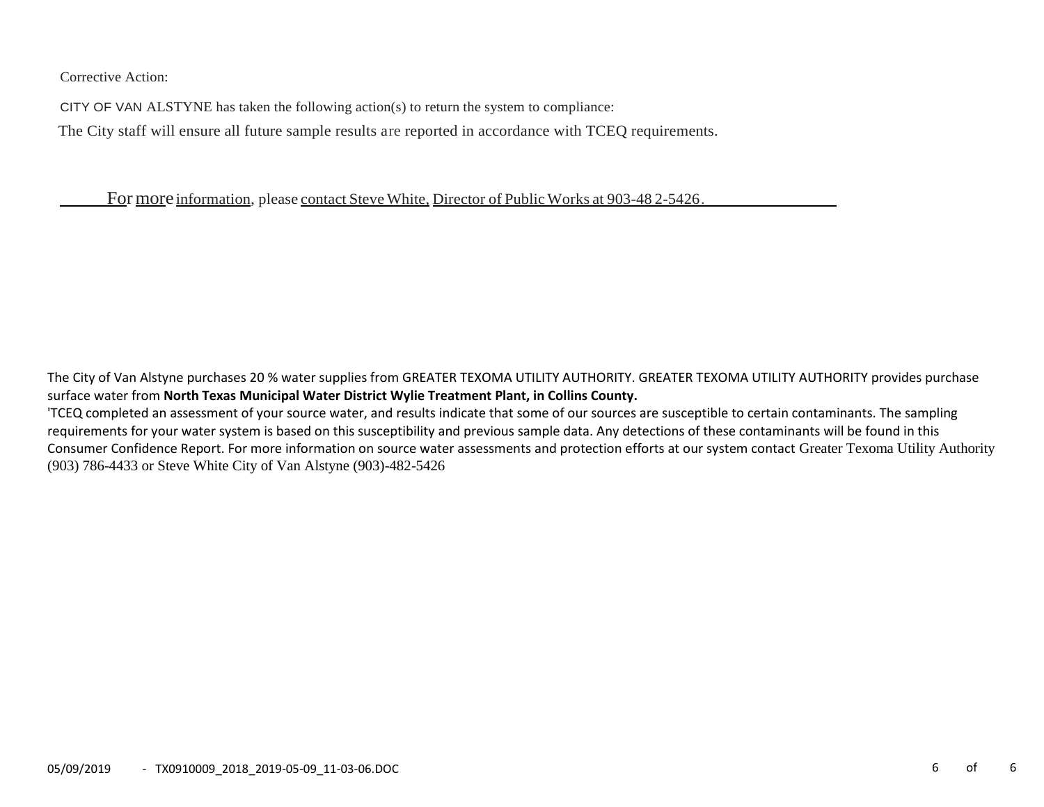Corrective Action:

CITY OF VAN ALSTYNE has taken the following action(s) to return the system to compliance:

The City staff will ensure all future sample results are reported in accordance with TCEQ requirements.

For more information, please contact Steve White, Director of Public Works at 903-48 2-5426.

The City of Van Alstyne purchases 20 % water supplies from GREATER TEXOMA UTILITY AUTHORITY. GREATER TEXOMA UTILITY AUTHORITY provides purchase surface water from **North Texas Municipal Water District Wylie Treatment Plant, in Collins County.**

'TCEQ completed an assessment of your source water, and results indicate that some of our sources are susceptible to certain contaminants. The sampling requirements for your water system is based on this susceptibility and previous sample data. Any detections of these contaminants will be found in this Consumer Confidence Report. For more information on source water assessments and protection efforts at our system contact Greater Texoma Utility Authority (903) 786-4433 or Steve White City of Van Alstyne (903)-482-5426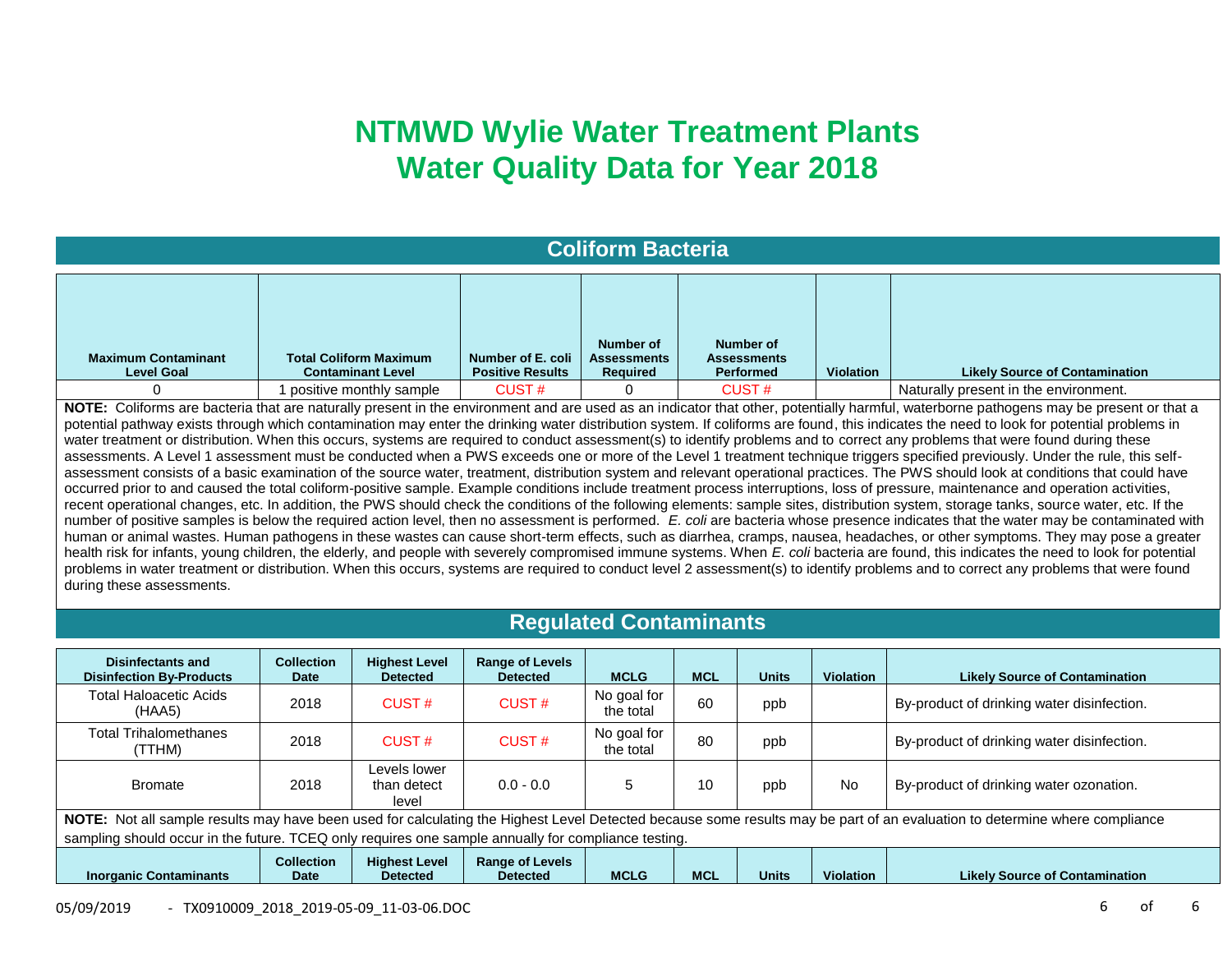# NTMWD Wylie Water Treatment Plants
# Water Quality Data for Year 2018

## Coliform Bacteria

| Maximum Contaminant Level Goal | Total Coliform Maximum Contaminant Level | Number of E. coli Positive Results | Number of Assessments Required | Number of Assessments Performed | Violation | Likely Source of Contamination |
|---|---|---|---|---|---|---|
| 0 | 1 positive monthly sample | CUST # | 0 | CUST # | | Naturally present in the environment. |

**NOTE:** Coliforms are bacteria that are naturally present in the environment and are used as an indicator that other, potentially harmful, waterborne pathogens may be present or that a potential pathway exists through which contamination may enter the drinking water distribution system. If coliforms are found, this indicates the need to look for potential problems in water treatment or distribution. When this occurs, systems are required to conduct assessment(s) to identify problems and to correct any problems that were found during these assessments. A Level 1 assessment must be conducted when a PWS exceeds one or more of the Level 1 treatment technique triggers specified previously. Under the rule, this self-assessment consists of a basic examination of the source water, treatment, distribution system and relevant operational practices. The PWS should look at conditions that could have occurred prior to and caused the total coliform-positive sample. Example conditions include treatment process interruptions, loss of pressure, maintenance and operation activities, recent operational changes, etc. In addition, the PWS should check the conditions of the following elements: sample sites, distribution system, storage tanks, source water, etc. If the number of positive samples is below the required action level, then no assessment is performed. *E. coli* are bacteria whose presence indicates that the water may be contaminated with human or animal wastes. Human pathogens in these wastes can cause short-term effects, such as diarrhea, cramps, nausea, headaches, or other symptoms. They may pose a greater health risk for infants, young children, the elderly, and people with severely compromised immune systems. When *E. coli* bacteria are found, this indicates the need to look for potential problems in water treatment or distribution. When this occurs, systems are required to conduct level 2 assessment(s) to identify problems and to correct any problems that were found during these assessments.

## Regulated Contaminants

| Disinfectants and Disinfection By-Products | Collection Date | Highest Level Detected | Range of Levels Detected | MCLG | MCL | Units | Violation | Likely Source of Contamination |
|---|---|---|---|---|---|---|---|---|
| Total Haloacetic Acids (HAA5) | 2018 | CUST # | CUST # | No goal for the total | 60 | ppb | | By-product of drinking water disinfection. |
| Total Trihalomethanes (TTHM) | 2018 | CUST # | CUST # | No goal for the total | 80 | ppb | | By-product of drinking water disinfection. |
| Bromate | 2018 | Levels lower than detect level | 0.0 - 0.0 | 5 | 10 | ppb | No | By-product of drinking water ozonation. |

**NOTE:** Not all sample results may have been used for calculating the Highest Level Detected because some results may be part of an evaluation to determine where compliance sampling should occur in the future. TCEQ only requires one sample annually for compliance testing.

| Inorganic Contaminants | Collection Date | Highest Level Detected | Range of Levels Detected | MCLG | MCL | Units | Violation | Likely Source of Contamination |
|---|---|---|---|---|---|---|---|---|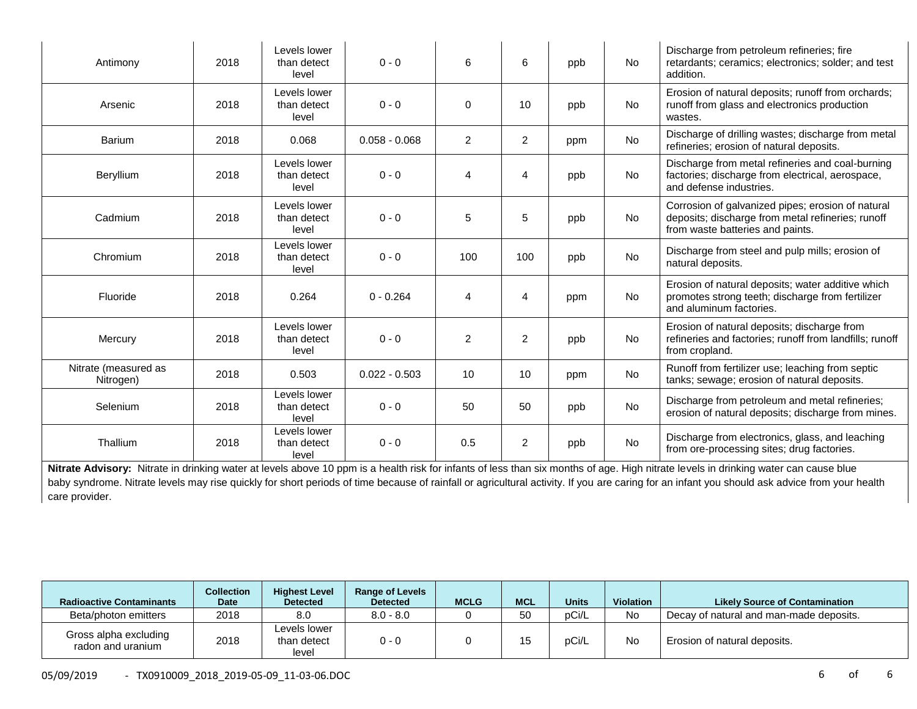| | | | | | | | | |
|---|---|---|---|---|---|---|---|---|
| Antimony | 2018 | Levels lower than detect level | 0 - 0 | 6 | 6 | ppb | No | Discharge from petroleum refineries; fire retardants; ceramics; electronics; solder; and test addition. |
| Arsenic | 2018 | Levels lower than detect level | 0 - 0 | 0 | 10 | ppb | No | Erosion of natural deposits; runoff from orchards; runoff from glass and electronics production wastes. |
| Barium | 2018 | 0.068 | 0.058 - 0.068 | 2 | 2 | ppm | No | Discharge of drilling wastes; discharge from metal refineries; erosion of natural deposits. |
| Beryllium | 2018 | Levels lower than detect level | 0 - 0 | 4 | 4 | ppb | No | Discharge from metal refineries and coal-burning factories; discharge from electrical, aerospace, and defense industries. |
| Cadmium | 2018 | Levels lower than detect level | 0 - 0 | 5 | 5 | ppb | No | Corrosion of galvanized pipes; erosion of natural deposits; discharge from metal refineries; runoff from waste batteries and paints. |
| Chromium | 2018 | Levels lower than detect level | 0 - 0 | 100 | 100 | ppb | No | Discharge from steel and pulp mills; erosion of natural deposits. |
| Fluoride | 2018 | 0.264 | 0 - 0.264 | 4 | 4 | ppm | No | Erosion of natural deposits; water additive which promotes strong teeth; discharge from fertilizer and aluminum factories. |
| Mercury | 2018 | Levels lower than detect level | 0 - 0 | 2 | 2 | ppb | No | Erosion of natural deposits; discharge from refineries and factories; runoff from landfills; runoff from cropland. |
| Nitrate (measured as Nitrogen) | 2018 | 0.503 | 0.022 - 0.503 | 10 | 10 | ppm | No | Runoff from fertilizer use; leaching from septic tanks; sewage; erosion of natural deposits. |
| Selenium | 2018 | Levels lower than detect level | 0 - 0 | 50 | 50 | ppb | No | Discharge from petroleum and metal refineries; erosion of natural deposits; discharge from mines. |
| Thallium | 2018 | Levels lower than detect level | 0 - 0 | 0.5 | 2 | ppb | No | Discharge from electronics, glass, and leaching from ore-processing sites; drug factories. |

**Nitrate Advisory:** Nitrate in drinking water at levels above 10 ppm is a health risk for infants of less than six months of age. High nitrate levels in drinking water can cause blue baby syndrome. Nitrate levels may rise quickly for short periods of time because of rainfall or agricultural activity. If you are caring for an infant you should ask advice from your health care provider.

| Radioactive Contaminants | Collection Date | Highest Level Detected | Range of Levels Detected | MCLG | MCL | Units | Violation | Likely Source of Contamination |
|---|---|---|---|---|---|---|---|---|
| Beta/photon emitters | 2018 | 8.0 | 8.0 - 8.0 | 0 | 50 | pCi/L | No | Decay of natural and man-made deposits. |
| Gross alpha excluding radon and uranium | 2018 | Levels lower than detect level | 0 - 0 | 0 | 15 | pCi/L | No | Erosion of natural deposits. |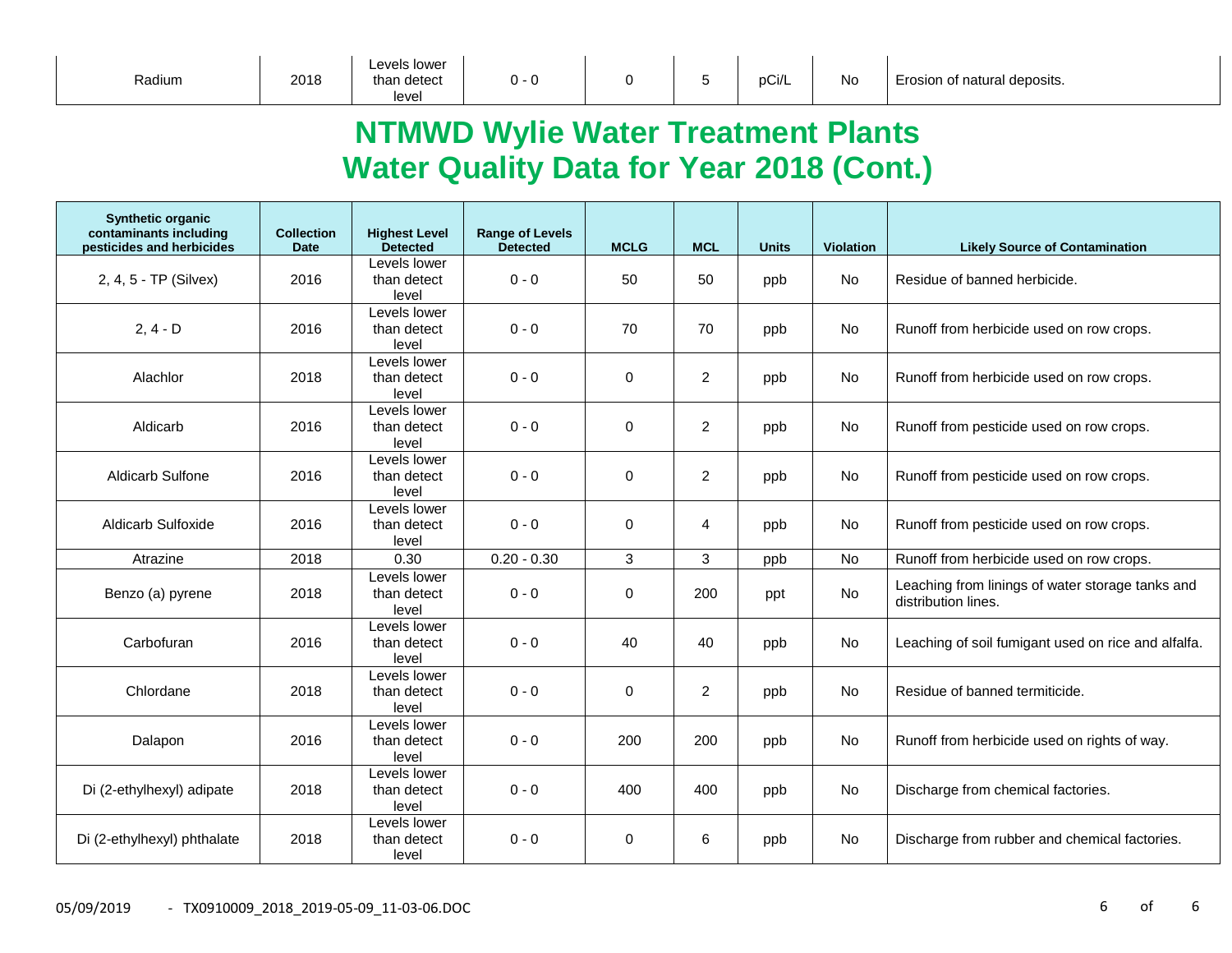| Radium | 2018 | Levels lower than detect level | 0 - 0 | 0 | 5 | pCi/L | No | Erosion of natural deposits. |
|---|---|---|---|---|---|---|---|---|

## NTMWD Wylie Water Treatment Plants Water Quality Data for Year 2018 (Cont.)

| Synthetic organic contaminants including pesticides and herbicides | Collection Date | Highest Level Detected | Range of Levels Detected | MCLG | MCL | Units | Violation | Likely Source of Contamination |
|---|---|---|---|---|---|---|---|---|
| 2, 4, 5 - TP (Silvex) | 2016 | Levels lower than detect level | 0 - 0 | 50 | 50 | ppb | No | Residue of banned herbicide. |
| 2, 4 - D | 2016 | Levels lower than detect level | 0 - 0 | 70 | 70 | ppb | No | Runoff from herbicide used on row crops. |
| Alachlor | 2018 | Levels lower than detect level | 0 - 0 | 0 | 2 | ppb | No | Runoff from herbicide used on row crops. |
| Aldicarb | 2016 | Levels lower than detect level | 0 - 0 | 0 | 2 | ppb | No | Runoff from pesticide used on row crops. |
| Aldicarb Sulfone | 2016 | Levels lower than detect level | 0 - 0 | 0 | 2 | ppb | No | Runoff from pesticide used on row crops. |
| Aldicarb Sulfoxide | 2016 | Levels lower than detect level | 0 - 0 | 0 | 4 | ppb | No | Runoff from pesticide used on row crops. |
| Atrazine | 2018 | 0.30 | 0.20 - 0.30 | 3 | 3 | ppb | No | Runoff from herbicide used on row crops. |
| Benzo (a) pyrene | 2018 | Levels lower than detect level | 0 - 0 | 0 | 200 | ppt | No | Leaching from linings of water storage tanks and distribution lines. |
| Carbofuran | 2016 | Levels lower than detect level | 0 - 0 | 40 | 40 | ppb | No | Leaching of soil fumigant used on rice and alfalfa. |
| Chlordane | 2018 | Levels lower than detect level | 0 - 0 | 0 | 2 | ppb | No | Residue of banned termiticide. |
| Dalapon | 2016 | Levels lower than detect level | 0 - 0 | 200 | 200 | ppb | No | Runoff from herbicide used on rights of way. |
| Di (2-ethylhexyl) adipate | 2018 | Levels lower than detect level | 0 - 0 | 400 | 400 | ppb | No | Discharge from chemical factories. |
| Di (2-ethylhexyl) phthalate | 2018 | Levels lower than detect level | 0 - 0 | 0 | 6 | ppb | No | Discharge from rubber and chemical factories. |

05/09/2019 - TX0910009_2018_2019-05-09_11-03-06.DOC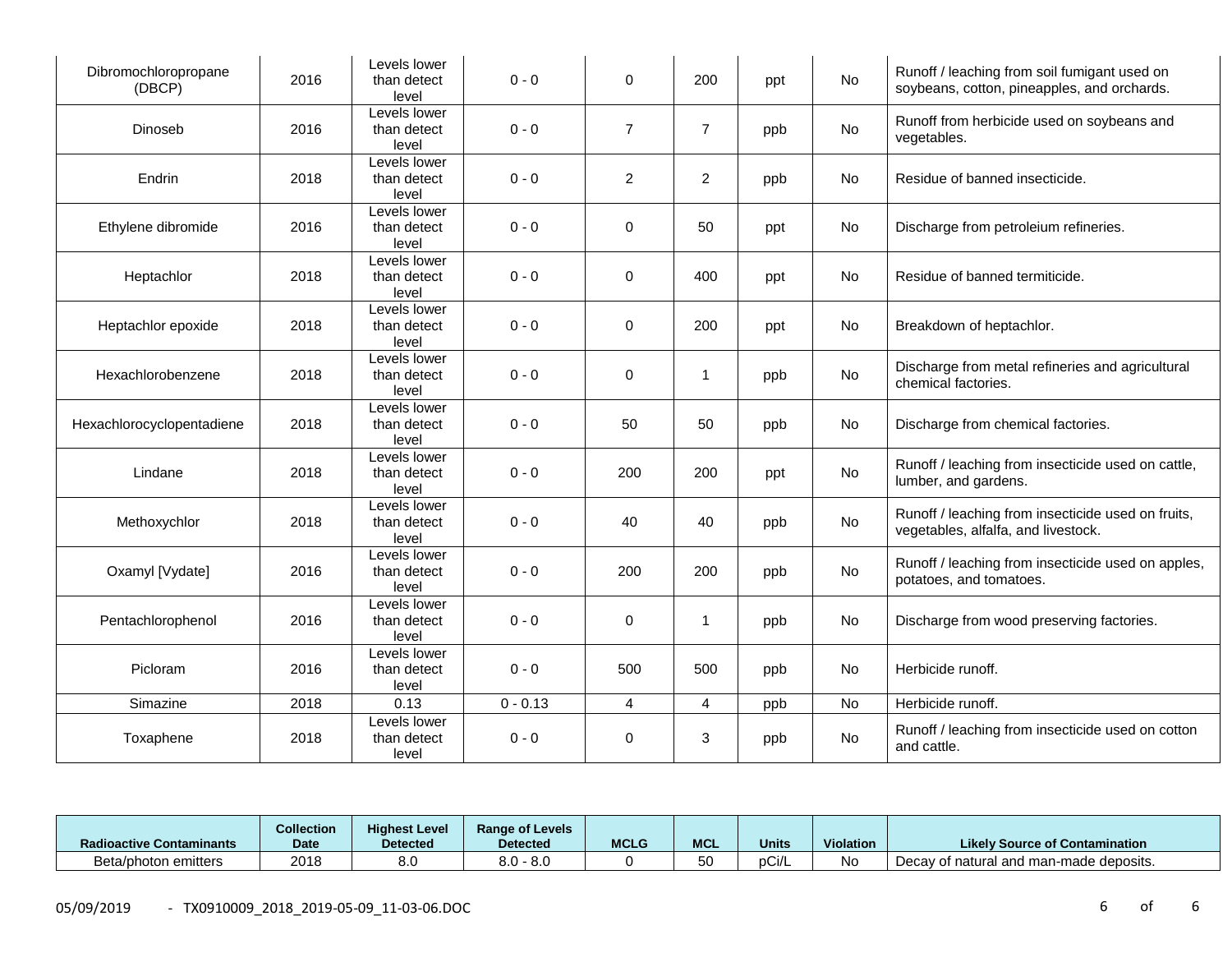| Dibromochloropropane (DBCP) | 2016 | Levels lower than detect level | 0 - 0 | 0 | 200 | ppt | No | Runoff / leaching from soil fumigant used on soybeans, cotton, pineapples, and orchards. |
|---|---|---|---|---|---|---|---|---|
| Dinoseb | 2016 | Levels lower than detect level | 0 - 0 | 7 | 7 | ppb | No | Runoff from herbicide used on soybeans and vegetables. |
| Endrin | 2018 | Levels lower than detect level | 0 - 0 | 2 | 2 | ppb | No | Residue of banned insecticide. |
| Ethylene dibromide | 2016 | Levels lower than detect level | 0 - 0 | 0 | 50 | ppt | No | Discharge from petroleium refineries. |
| Heptachlor | 2018 | Levels lower than detect level | 0 - 0 | 0 | 400 | ppt | No | Residue of banned termiticide. |
| Heptachlor epoxide | 2018 | Levels lower than detect level | 0 - 0 | 0 | 200 | ppt | No | Breakdown of heptachlor. |
| Hexachlorobenzene | 2018 | Levels lower than detect level | 0 - 0 | 0 | 1 | ppb | No | Discharge from metal refineries and agricultural chemical factories. |
| Hexachlorocyclopentadiene | 2018 | Levels lower than detect level | 0 - 0 | 50 | 50 | ppb | No | Discharge from chemical factories. |
| Lindane | 2018 | Levels lower than detect level | 0 - 0 | 200 | 200 | ppt | No | Runoff / leaching from insecticide used on cattle, lumber, and gardens. |
| Methoxychlor | 2018 | Levels lower than detect level | 0 - 0 | 40 | 40 | ppb | No | Runoff / leaching from insecticide used on fruits, vegetables, alfalfa, and livestock. |
| Oxamyl [Vydate] | 2016 | Levels lower than detect level | 0 - 0 | 200 | 200 | ppb | No | Runoff / leaching from insecticide used on apples, potatoes, and tomatoes. |
| Pentachlorophenol | 2016 | Levels lower than detect level | 0 - 0 | 0 | 1 | ppb | No | Discharge from wood preserving factories. |
| Picloram | 2016 | Levels lower than detect level | 0 - 0 | 500 | 500 | ppb | No | Herbicide runoff. |
| Simazine | 2018 | 0.13 | 0 - 0.13 | 4 | 4 | ppb | No | Herbicide runoff. |
| Toxaphene | 2018 | Levels lower than detect level | 0 - 0 | 0 | 3 | ppb | No | Runoff / leaching from insecticide used on cotton and cattle. |

| Radioactive Contaminants | Collection Date | Highest Level Detected | Range of Levels Detected | MCLG | MCL | Units | Violation | Likely Source of Contamination |
|---|---|---|---|---|---|---|---|---|
| Beta/photon emitters | 2018 | 8.0 | 8.0 - 8.0 | 0 | 50 | pCi/L | No | Decay of natural and man-made deposits. |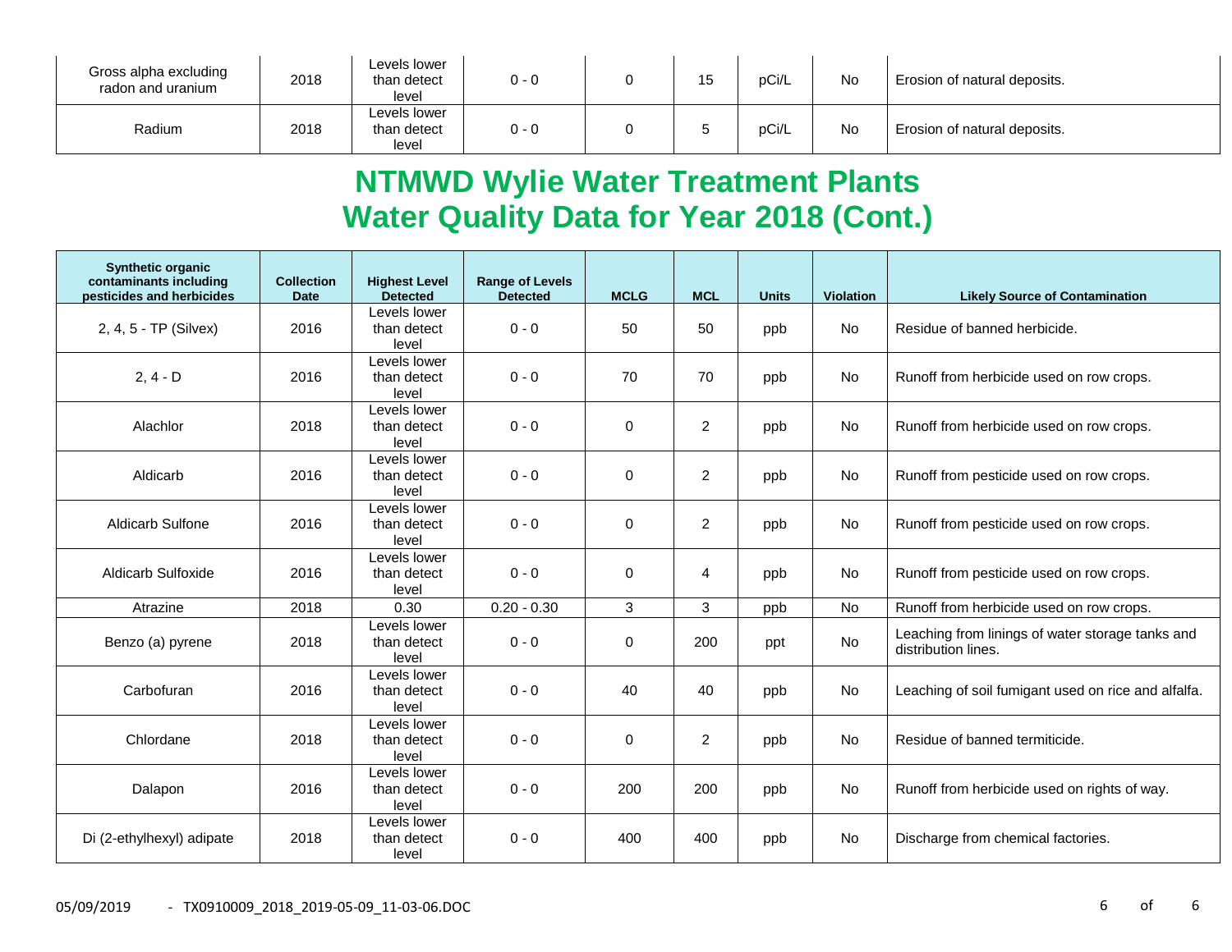| Gross alpha excluding radon and uranium | 2018 | Levels lower than detect level | 0 - 0 | 0 | 15 | pCi/L | No | Erosion of natural deposits. |
|---|---|---|---|---|---|---|---|---|
| Radium | 2018 | Levels lower than detect level | 0 - 0 | 0 | 5 | pCi/L | No | Erosion of natural deposits. |

## NTMWD Wylie Water Treatment Plants Water Quality Data for Year 2018 (Cont.)

| Synthetic organic contaminants including pesticides and herbicides | Collection Date | Highest Level Detected | Range of Levels Detected | MCLG | MCL | Units | Violation | Likely Source of Contamination |
|---|---|---|---|---|---|---|---|---|
| 2, 4, 5 - TP (Silvex) | 2016 | Levels lower than detect level | 0 - 0 | 50 | 50 | ppb | No | Residue of banned herbicide. |
| 2, 4 - D | 2016 | Levels lower than detect level | 0 - 0 | 70 | 70 | ppb | No | Runoff from herbicide used on row crops. |
| Alachlor | 2018 | Levels lower than detect level | 0 - 0 | 0 | 2 | ppb | No | Runoff from herbicide used on row crops. |
| Aldicarb | 2016 | Levels lower than detect level | 0 - 0 | 0 | 2 | ppb | No | Runoff from pesticide used on row crops. |
| Aldicarb Sulfone | 2016 | Levels lower than detect level | 0 - 0 | 0 | 2 | ppb | No | Runoff from pesticide used on row crops. |
| Aldicarb Sulfoxide | 2016 | Levels lower than detect level | 0 - 0 | 0 | 4 | ppb | No | Runoff from pesticide used on row crops. |
| Atrazine | 2018 | 0.30 | 0.20 - 0.30 | 3 | 3 | ppb | No | Runoff from herbicide used on row crops. |
| Benzo (a) pyrene | 2018 | Levels lower than detect level | 0 - 0 | 0 | 200 | ppt | No | Leaching from linings of water storage tanks and distribution lines. |
| Carbofuran | 2016 | Levels lower than detect level | 0 - 0 | 40 | 40 | ppb | No | Leaching of soil fumigant used on rice and alfalfa. |
| Chlordane | 2018 | Levels lower than detect level | 0 - 0 | 0 | 2 | ppb | No | Residue of banned termiticide. |
| Dalapon | 2016 | Levels lower than detect level | 0 - 0 | 200 | 200 | ppb | No | Runoff from herbicide used on rights of way. |
| Di (2-ethylhexyl) adipate | 2018 | Levels lower than detect level | 0 - 0 | 400 | 400 | ppb | No | Discharge from chemical factories. |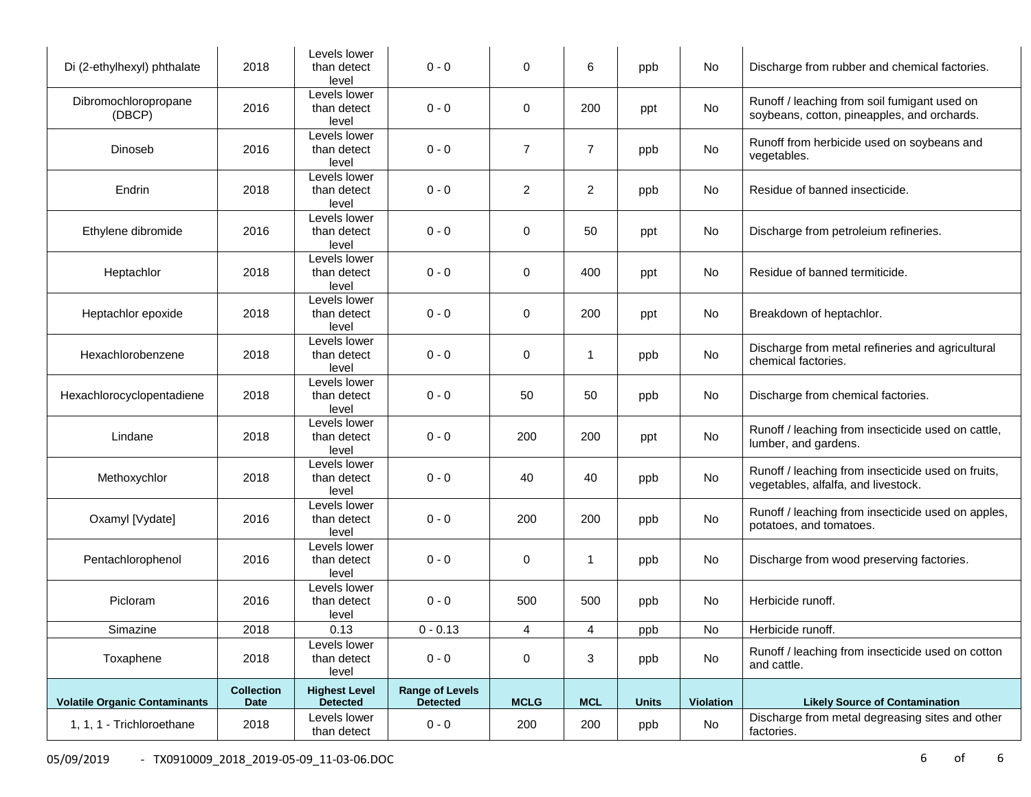| | | | | | | | | |
|---|---|---|---|---|---|---|---|---|
| Di (2-ethylhexyl) phthalate | 2018 | Levels lower than detect level | 0 - 0 | 0 | 6 | ppb | No | Discharge from rubber and chemical factories. |
| Dibromochloropropane (DBCP) | 2016 | Levels lower than detect level | 0 - 0 | 0 | 200 | ppt | No | Runoff / leaching from soil fumigant used on soybeans, cotton, pineapples, and orchards. |
| Dinoseb | 2016 | Levels lower than detect level | 0 - 0 | 7 | 7 | ppb | No | Runoff from herbicide used on soybeans and vegetables. |
| Endrin | 2018 | Levels lower than detect level | 0 - 0 | 2 | 2 | ppb | No | Residue of banned insecticide. |
| Ethylene dibromide | 2016 | Levels lower than detect level | 0 - 0 | 0 | 50 | ppt | No | Discharge from petroleium refineries. |
| Heptachlor | 2018 | Levels lower than detect level | 0 - 0 | 0 | 400 | ppt | No | Residue of banned termiticide. |
| Heptachlor epoxide | 2018 | Levels lower than detect level | 0 - 0 | 0 | 200 | ppt | No | Breakdown of heptachlor. |
| Hexachlorobenzene | 2018 | Levels lower than detect level | 0 - 0 | 0 | 1 | ppb | No | Discharge from metal refineries and agricultural chemical factories. |
| Hexachlorocyclopentadiene | 2018 | Levels lower than detect level | 0 - 0 | 50 | 50 | ppb | No | Discharge from chemical factories. |
| Lindane | 2018 | Levels lower than detect level | 0 - 0 | 200 | 200 | ppt | No | Runoff / leaching from insecticide used on cattle, lumber, and gardens. |
| Methoxychlor | 2018 | Levels lower than detect level | 0 - 0 | 40 | 40 | ppb | No | Runoff / leaching from insecticide used on fruits, vegetables, alfalfa, and livestock. |
| Oxamyl [Vydate] | 2016 | Levels lower than detect level | 0 - 0 | 200 | 200 | ppb | No | Runoff / leaching from insecticide used on apples, potatoes, and tomatoes. |
| Pentachlorophenol | 2016 | Levels lower than detect level | 0 - 0 | 0 | 1 | ppb | No | Discharge from wood preserving factories. |
| Picloram | 2016 | Levels lower than detect level | 0 - 0 | 500 | 500 | ppb | No | Herbicide runoff. |
| Simazine | 2018 | 0.13 | 0 - 0.13 | 4 | 4 | ppb | No | Herbicide runoff. |
| Toxaphene | 2018 | Levels lower than detect level | 0 - 0 | 0 | 3 | ppb | No | Runoff / leaching from insecticide used on cotton and cattle. |
| **Volatile Organic Contaminants** | **Collection Date** | **Highest Level Detected** | **Range of Levels Detected** | **MCLG** | **MCL** | **Units** | **Violation** | **Likely Source of Contamination** |
| 1, 1, 1 - Trichloroethane | 2018 | Levels lower than detect | 0 - 0 | 200 | 200 | ppb | No | Discharge from metal degreasing sites and other factories. |

05/09/2019 - TX0910009_2018_2019-05-09_11-03-06.DOC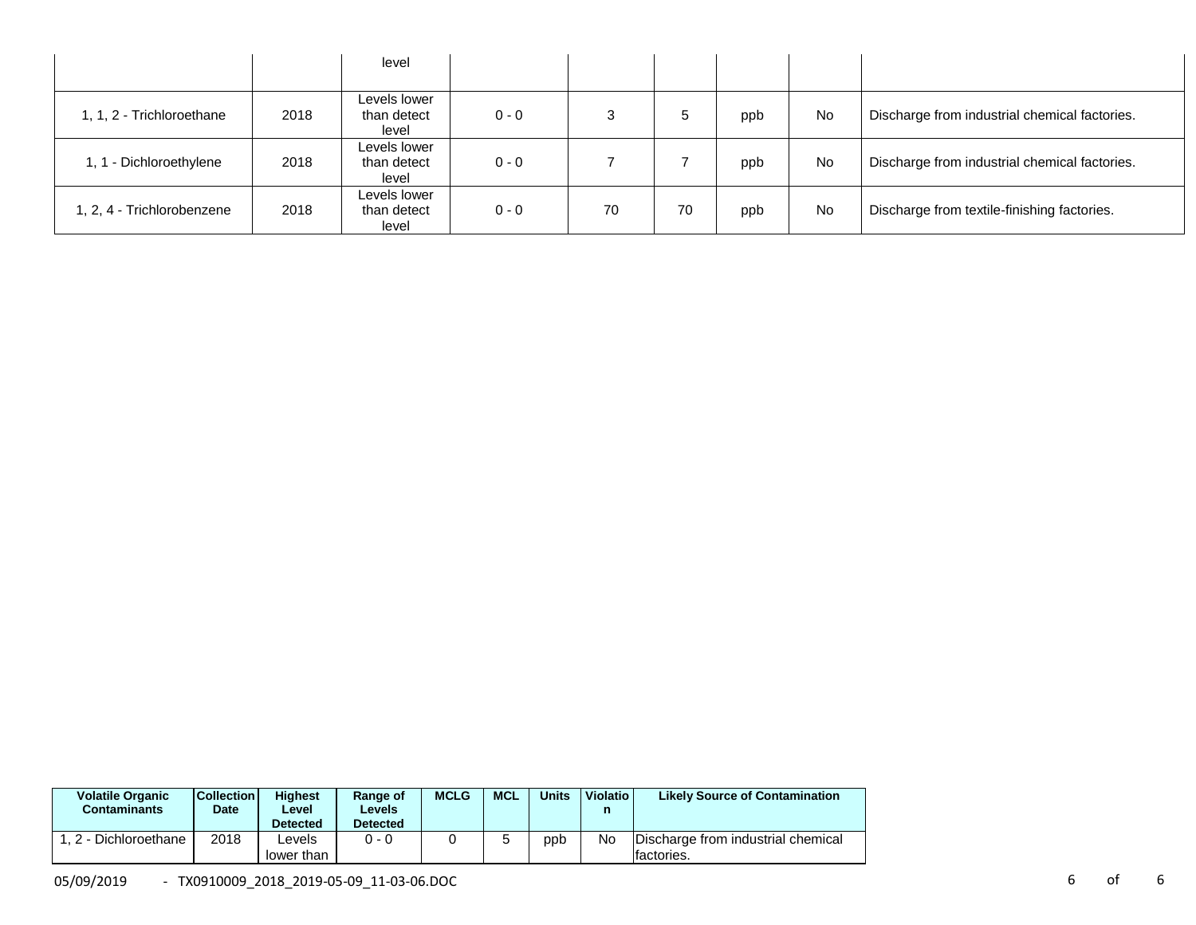| | | level | | | | | | |
|---|---|---|---|---|---|---|---|---|
| 1, 1, 2 - Trichloroethane | 2018 | Levels lower than detect level | 0 - 0 | 3 | 5 | ppb | No | Discharge from industrial chemical factories. |
| 1, 1 - Dichloroethylene | 2018 | Levels lower than detect level | 0 - 0 | 7 | 7 | ppb | No | Discharge from industrial chemical factories. |
| 1, 2, 4 - Trichlorobenzene | 2018 | Levels lower than detect level | 0 - 0 | 70 | 70 | ppb | No | Discharge from textile-finishing factories. |

| Volatile Organic Contaminants | Collection Date | Highest Level Detected | Range of Levels Detected | MCLG | MCL | Units | Violation | Likely Source of Contamination |
|---|---|---|---|---|---|---|---|---|
| 1, 2 - Dichloroethane | 2018 | Levels lower than | 0 - 0 | 0 | 5 | ppb | No | Discharge from industrial chemical factories. |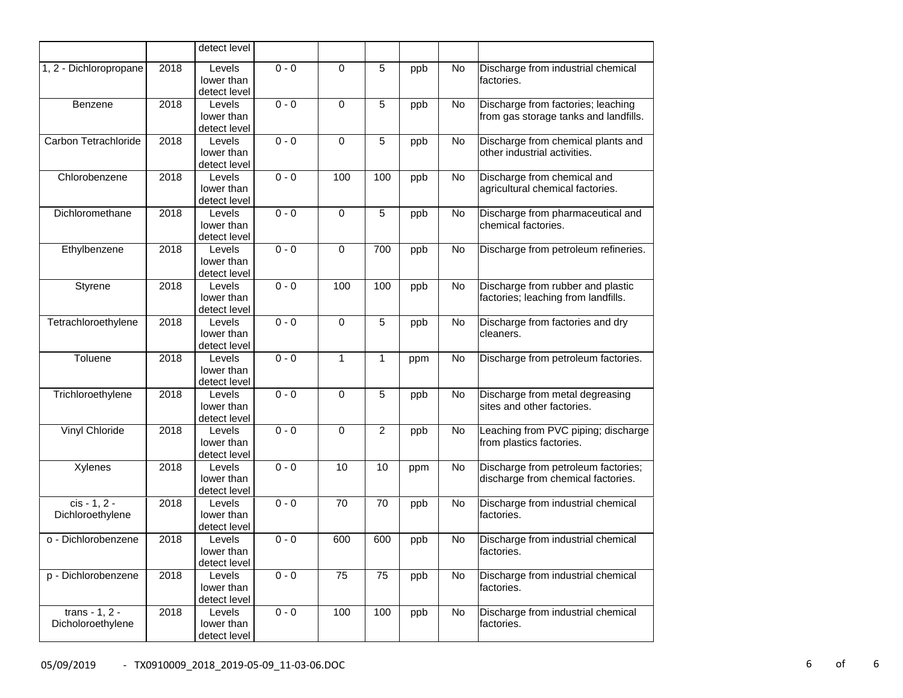| | | detect level | | | | | | |
|---|---|---|---|---|---|---|---|---|
| 1, 2 - Dichloropropane | 2018 | Levels lower than detect level | 0 - 0 | 0 | 5 | ppb | No | Discharge from industrial chemical factories. |
| Benzene | 2018 | Levels lower than detect level | 0 - 0 | 0 | 5 | ppb | No | Discharge from factories; leaching from gas storage tanks and landfills. |
| Carbon Tetrachloride | 2018 | Levels lower than detect level | 0 - 0 | 0 | 5 | ppb | No | Discharge from chemical plants and other industrial activities. |
| Chlorobenzene | 2018 | Levels lower than detect level | 0 - 0 | 100 | 100 | ppb | No | Discharge from chemical and agricultural chemical factories. |
| Dichloromethane | 2018 | Levels lower than detect level | 0 - 0 | 0 | 5 | ppb | No | Discharge from pharmaceutical and chemical factories. |
| Ethylbenzene | 2018 | Levels lower than detect level | 0 - 0 | 0 | 700 | ppb | No | Discharge from petroleum refineries. |
| Styrene | 2018 | Levels lower than detect level | 0 - 0 | 100 | 100 | ppb | No | Discharge from rubber and plastic factories; leaching from landfills. |
| Tetrachloroethylene | 2018 | Levels lower than detect level | 0 - 0 | 0 | 5 | ppb | No | Discharge from factories and dry cleaners. |
| Toluene | 2018 | Levels lower than detect level | 0 - 0 | 1 | 1 | ppm | No | Discharge from petroleum factories. |
| Trichloroethylene | 2018 | Levels lower than detect level | 0 - 0 | 0 | 5 | ppb | No | Discharge from metal degreasing sites and other factories. |
| Vinyl Chloride | 2018 | Levels lower than detect level | 0 - 0 | 0 | 2 | ppb | No | Leaching from PVC piping; discharge from plastics factories. |
| Xylenes | 2018 | Levels lower than detect level | 0 - 0 | 10 | 10 | ppm | No | Discharge from petroleum factories; discharge from chemical factories. |
| cis - 1, 2 - Dichloroethylene | 2018 | Levels lower than detect level | 0 - 0 | 70 | 70 | ppb | No | Discharge from industrial chemical factories. |
| o - Dichlorobenzene | 2018 | Levels lower than detect level | 0 - 0 | 600 | 600 | ppb | No | Discharge from industrial chemical factories. |
| p - Dichlorobenzene | 2018 | Levels lower than detect level | 0 - 0 | 75 | 75 | ppb | No | Discharge from industrial chemical factories. |
| trans - 1, 2 - Dicholoroethylene | 2018 | Levels lower than detect level | 0 - 0 | 100 | 100 | ppb | No | Discharge from industrial chemical factories. |

05/09/2019 - TX0910009_2018_2019-05-09_11-03-06.DOC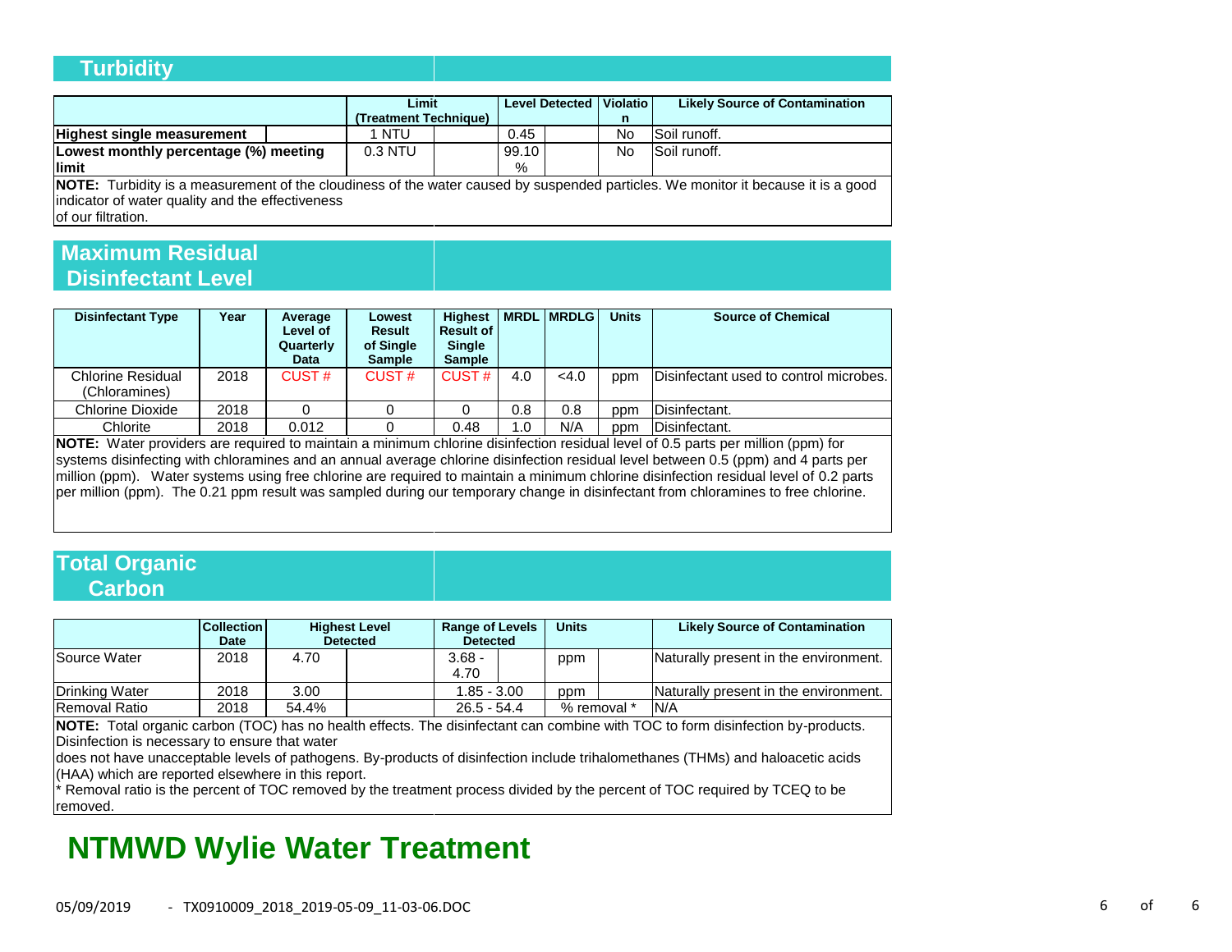## Turbidity

| | Limit (Treatment Technique) | Level Detected | Violation | Likely Source of Contamination |
|---|---|---|---|---|
| **Highest single measurement** | 1 NTU | 0.45 | No | Soil runoff. |
| **Lowest monthly percentage (%) meeting limit** | 0.3 NTU | 99.10 % | No | Soil runoff. |

**NOTE:** Turbidity is a measurement of the cloudiness of the water caused by suspended particles. We monitor it because it is a good indicator of water quality and the effectiveness of our filtration.

## Maximum Residual Disinfectant Level

| Disinfectant Type | Year | Average Level of Quarterly Data | Lowest Result of Single Sample | Highest Result of Single Sample | MRDL | MRDLG | Units | Source of Chemical |
|---|---|---|---|---|---|---|---|---|
| Chlorine Residual (Chloramines) | 2018 | CUST # | CUST # | CUST # | 4.0 | <4.0 | ppm | Disinfectant used to control microbes. |
| Chlorine Dioxide | 2018 | 0 | 0 | 0 | 0.8 | 0.8 | ppm | Disinfectant. |
| Chlorite | 2018 | 0.012 | 0 | 0.48 | 1.0 | N/A | ppm | Disinfectant. |

**NOTE:** Water providers are required to maintain a minimum chlorine disinfection residual level of 0.5 parts per million (ppm) for systems disinfecting with chloramines and an annual average chlorine disinfection residual level between 0.5 (ppm) and 4 parts per million (ppm). Water systems using free chlorine are required to maintain a minimum chlorine disinfection residual level of 0.2 parts per million (ppm). The 0.21 ppm result was sampled during our temporary change in disinfectant from chloramines to free chlorine.

## Total Organic Carbon

| | Collection Date | Highest Level Detected | Range of Levels Detected | Units | Likely Source of Contamination |
|---|---|---|---|---|---|
| Source Water | 2018 | 4.70 | 3.68 - 4.70 | ppm | Naturally present in the environment. |
| Drinking Water | 2018 | 3.00 | 1.85 - 3.00 | ppm | Naturally present in the environment. |
| Removal Ratio | 2018 | 54.4% | 26.5 - 54.4 | % removal * | N/A |

**NOTE:** Total organic carbon (TOC) has no health effects. The disinfectant can combine with TOC to form disinfection by-products. Disinfection is necessary to ensure that water does not have unacceptable levels of pathogens. By-products of disinfection include trihalomethanes (THMs) and haloacetic acids (HAA) which are reported elsewhere in this report.

* Removal ratio is the percent of TOC removed by the treatment process divided by the percent of TOC required by TCEQ to be removed.

# NTMWD Wylie Water Treatment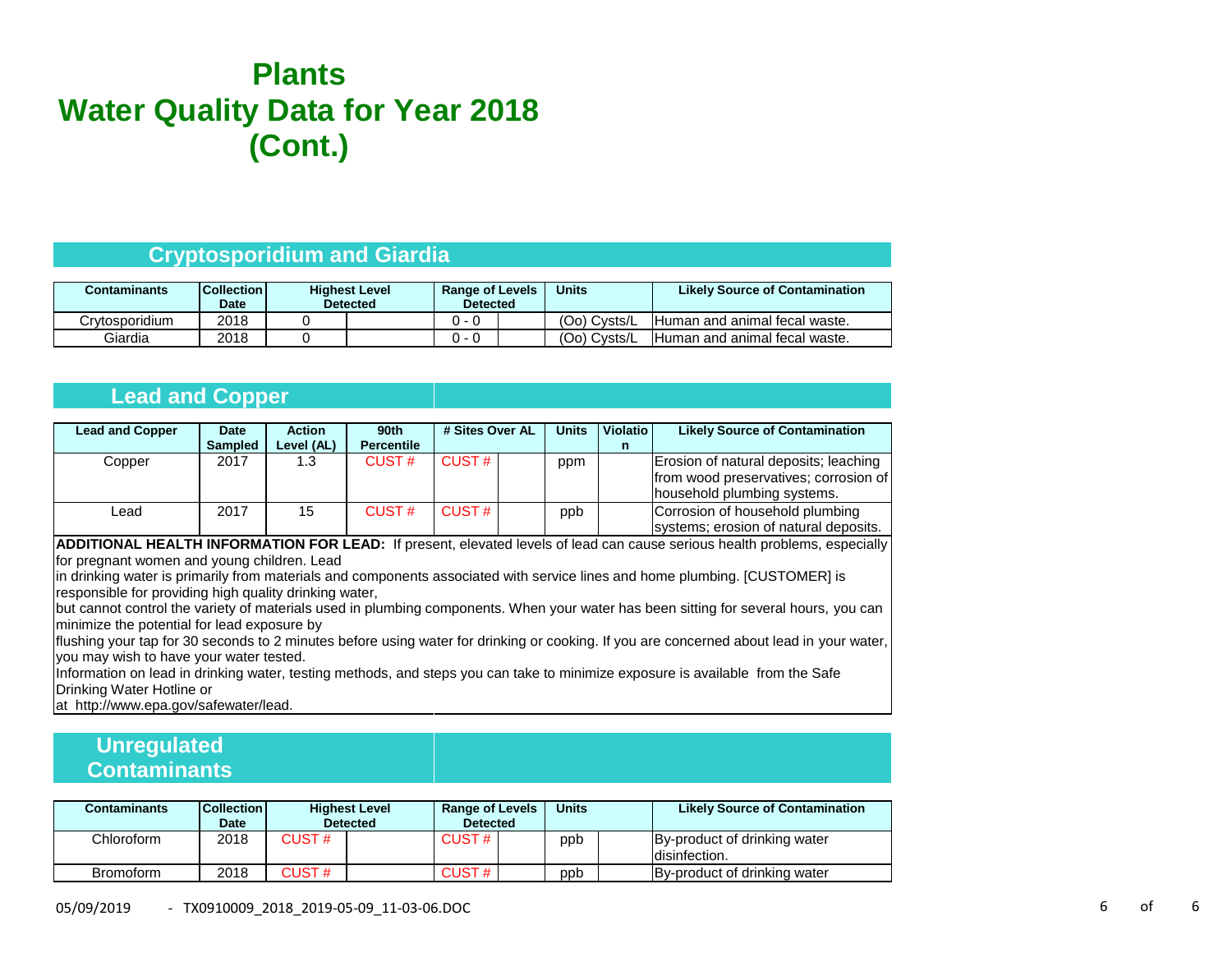# Plants
# Water Quality Data for Year 2018 (Cont.)

## Cryptosporidium and Giardia

| Contaminants | Collection Date | Highest Level Detected | | Range of Levels Detected | | Units | Likely Source of Contamination |
|---|---|---|---|---|---|---|---|
| Crytosporidium | 2018 | 0 | | 0 - 0 | | (Oo) Cysts/L | Human and animal fecal waste. |
| Giardia | 2018 | 0 | | 0 - 0 | | (Oo) Cysts/L | Human and animal fecal waste. |

## Lead and Copper

| Lead and Copper | Date Sampled | Action Level (AL) | 90th Percentile | # Sites Over AL | | Units | Violation | Likely Source of Contamination |
|---|---|---|---|---|---|---|---|---|
| Copper | 2017 | 1.3 | CUST # | CUST # | | ppm | | Erosion of natural deposits; leaching from wood preservatives; corrosion of household plumbing systems. |
| Lead | 2017 | 15 | CUST # | CUST # | | ppb | | Corrosion of household plumbing systems; erosion of natural deposits. |

**ADDITIONAL HEALTH INFORMATION FOR LEAD:** If present, elevated levels of lead can cause serious health problems, especially for pregnant women and young children. Lead in drinking water is primarily from materials and components associated with service lines and home plumbing. [CUSTOMER] is responsible for providing high quality drinking water, but cannot control the variety of materials used in plumbing components. When your water has been sitting for several hours, you can minimize the potential for lead exposure by flushing your tap for 30 seconds to 2 minutes before using water for drinking or cooking. If you are concerned about lead in your water, you may wish to have your water tested. Information on lead in drinking water, testing methods, and steps you can take to minimize exposure is available from the Safe Drinking Water Hotline or at http://www.epa.gov/safewater/lead.

## Unregulated Contaminants

| Contaminants | Collection Date | Highest Level Detected | | Range of Levels Detected | | Units | | Likely Source of Contamination |
|---|---|---|---|---|---|---|---|---|
| Chloroform | 2018 | CUST # | | CUST # | | ppb | | By-product of drinking water disinfection. |
| Bromoform | 2018 | CUST # | | CUST # | | ppb | | By-product of drinking water |

05/09/2019 - TX0910009_2018_2019-05-09_11-03-06.DOC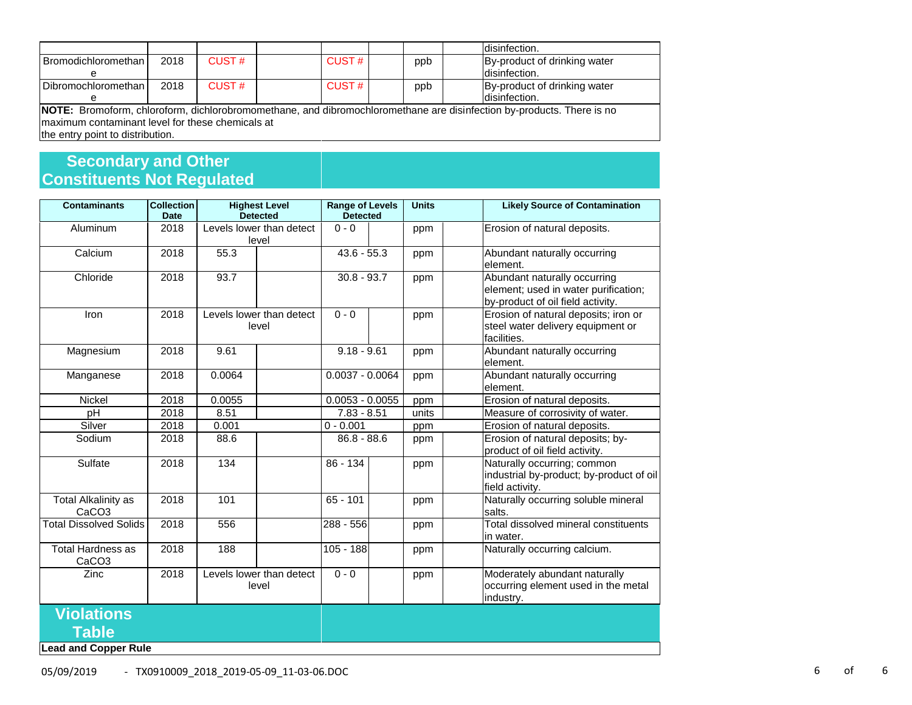| | | | | | | | | |
|---|---|---|---|---|---|---|---|---|
| | | | | | | | | disinfection. |
| Bromodichloromethane | 2018 | CUST # | | CUST # | | ppb | | By-product of drinking water disinfection. |
| Dibromochloromethane | 2018 | CUST # | | CUST # | | ppb | | By-product of drinking water disinfection. |

**NOTE:** Bromoform, chloroform, dichlorobromomethane, and dibromochloromethane are disinfection by-products. There is no maximum contaminant level for these chemicals at the entry point to distribution.

## Secondary and Other Constituents Not Regulated

| Contaminants | Collection Date | Highest Level Detected | Range of Levels Detected | Units | Likely Source of Contamination |
|---|---|---|---|---|---|
| Aluminum | 2018 | Levels lower than detect level | 0 - 0 | ppm | Erosion of natural deposits. |
| Calcium | 2018 | 55.3 | 43.6 - 55.3 | ppm | Abundant naturally occurring element. |
| Chloride | 2018 | 93.7 | 30.8 - 93.7 | ppm | Abundant naturally occurring element; used in water purification; by-product of oil field activity. |
| Iron | 2018 | Levels lower than detect level | 0 - 0 | ppm | Erosion of natural deposits; iron or steel water delivery equipment or facilities. |
| Magnesium | 2018 | 9.61 | 9.18 - 9.61 | ppm | Abundant naturally occurring element. |
| Manganese | 2018 | 0.0064 | 0.0037 - 0.0064 | ppm | Abundant naturally occurring element. |
| Nickel | 2018 | 0.0055 | 0.0053 - 0.0055 | ppm | Erosion of natural deposits. |
| pH | 2018 | 8.51 | 7.83 - 8.51 | units | Measure of corrosivity of water. |
| Silver | 2018 | 0.001 | 0 - 0.001 | ppm | Erosion of natural deposits. |
| Sodium | 2018 | 88.6 | 86.8 - 88.6 | ppm | Erosion of natural deposits; by-product of oil field activity. |
| Sulfate | 2018 | 134 | 86 - 134 | ppm | Naturally occurring; common industrial by-product; by-product of oil field activity. |
| Total Alkalinity as CaCO3 | 2018 | 101 | 65 - 101 | ppm | Naturally occurring soluble mineral salts. |
| Total Dissolved Solids | 2018 | 556 | 288 - 556 | ppm | Total dissolved mineral constituents in water. |
| Total Hardness as CaCO3 | 2018 | 188 | 105 - 188 | ppm | Naturally occurring calcium. |
| Zinc | 2018 | Levels lower than detect level | 0 - 0 | ppm | Moderately abundant naturally occurring element used in the metal industry. |

## Violations Table

**Lead and Copper Rule**

05/09/2019 - TX0910009_2018_2019-05-09_11-03-06.DOC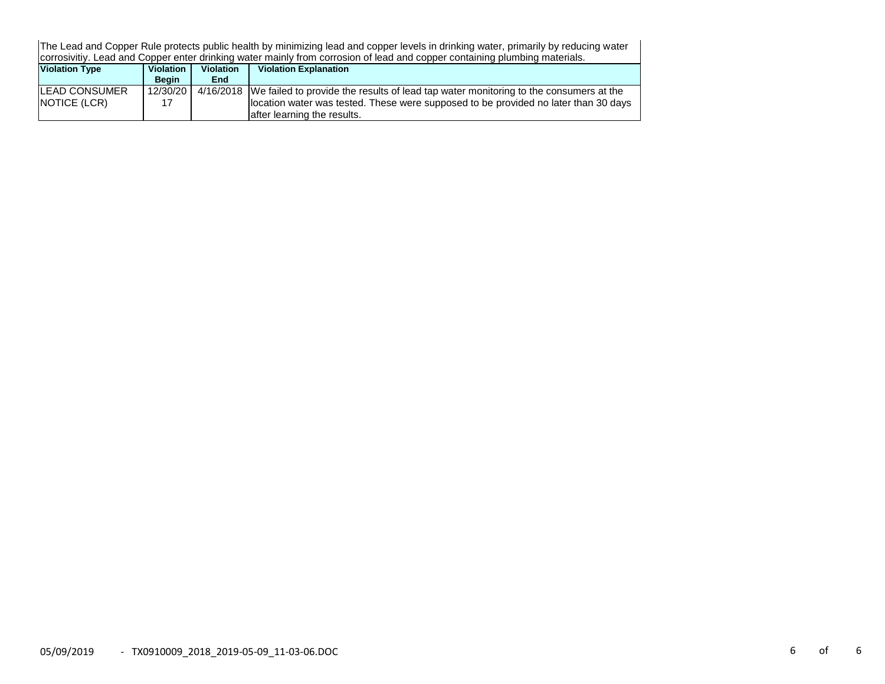The Lead and Copper Rule protects public health by minimizing lead and copper levels in drinking water, primarily by reducing water corrosivitiy. Lead and Copper enter drinking water mainly from corrosion of lead and copper containing plumbing materials.

| Violation Type | Violation Begin | Violation End | Violation Explanation |
|---|---|---|---|
| LEAD CONSUMER NOTICE (LCR) | 12/30/2017 | 4/16/2018 | We failed to provide the results of lead tap water monitoring to the consumers at the location water was tested. These were supposed to be provided no later than 30 days after learning the results. |